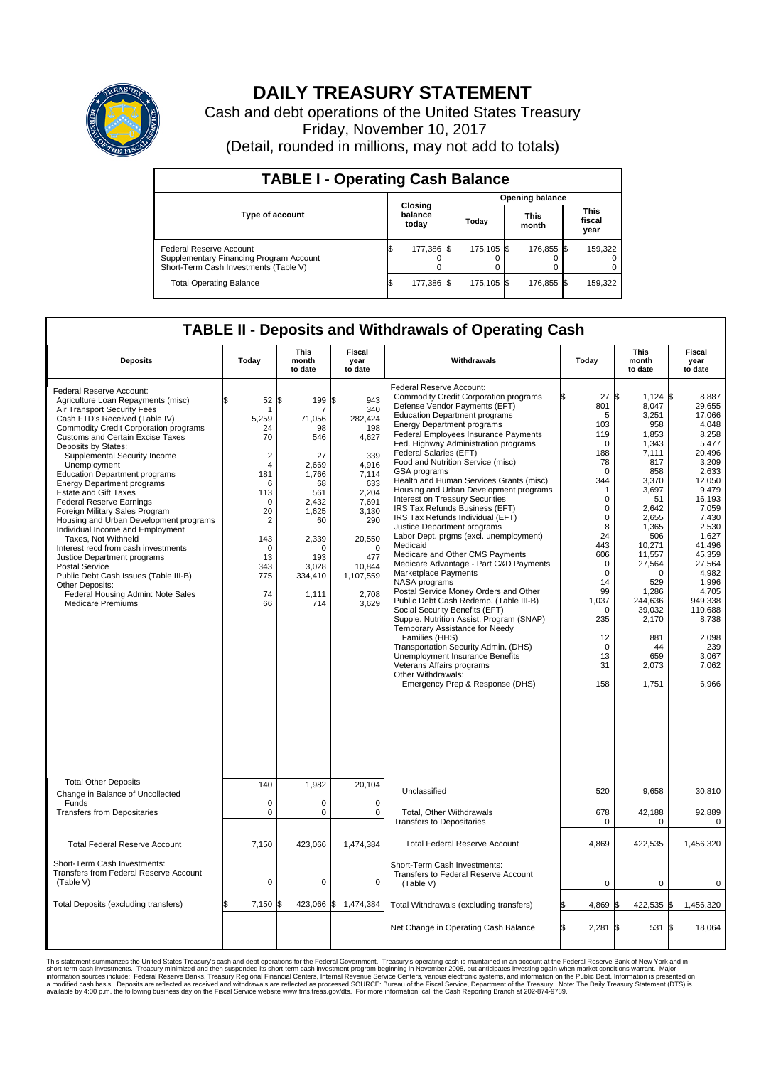# DAILY TREASURY STATEMENT

Cash and debt operations of the United States Treasury
Friday, November 10, 2017
(Detail, rounded in millions, may not add to totals)

## TABLE I - Operating Cash Balance

| Type of account | Closing balance today | Opening balance Today | Opening balance This month | Opening balance This fiscal year |
|---|---|---|---|---|
| Federal Reserve Account | $ 177,386 | $ 175,105 | $ 176,855 | $ 159,322 |
| Supplementary Financing Program Account | 0 | 0 | 0 | 0 |
| Short-Term Cash Investments (Table V) | 0 | 0 | 0 | 0 |
| Total Operating Balance | $ 177,386 | $ 175,105 | $ 176,855 | $ 159,322 |

## TABLE II - Deposits and Withdrawals of Operating Cash

| Deposits | Today | This month to date | Fiscal year to date |
|---|---|---|---|
| Federal Reserve Account: | | | |
| Agriculture Loan Repayments (misc) | $ 52 | $ 199 | $ 943 |
| Air Transport Security Fees | 1 | 7 | 340 |
| Cash FTD's Received (Table IV) | 5,259 | 71,056 | 282,424 |
| Commodity Credit Corporation programs | 24 | 98 | 198 |
| Customs and Certain Excise Taxes | 70 | 546 | 4,627 |
| Deposits by States: | | | |
| Supplemental Security Income | 2 | 27 | 339 |
| Unemployment | 4 | 2,669 | 4,916 |
| Education Department programs | 181 | 1,766 | 7,114 |
| Energy Department programs | 6 | 68 | 633 |
| Estate and Gift Taxes | 113 | 561 | 2,204 |
| Federal Reserve Earnings | 0 | 2,432 | 7,691 |
| Foreign Military Sales Program | 20 | 1,625 | 3,130 |
| Housing and Urban Development programs | 2 | 60 | 290 |
| Individual Income and Employment Taxes, Not Withheld | 143 | 2,339 | 20,550 |
| Interest recd from cash investments | 0 | 0 | 0 |
| Justice Department programs | 13 | 193 | 477 |
| Postal Service | 343 | 3,028 | 10,844 |
| Public Debt Cash Issues (Table III-B) | 775 | 334,410 | 1,107,559 |
| Other Deposits: | | | |
| Federal Housing Admin: Note Sales | 74 | 1,111 | 2,708 |
| Medicare Premiums | 66 | 714 | 3,629 |
| Total Other Deposits | 140 | 1,982 | 20,104 |
| Change in Balance of Uncollected Funds | 0 | 0 | 0 |
| Transfers from Depositaries | 0 | 0 | 0 |
| Total Federal Reserve Account | 7,150 | 423,066 | 1,474,384 |
| Short-Term Cash Investments: Transfers from Federal Reserve Account (Table V) | 0 | 0 | 0 |
| Total Deposits (excluding transfers) | $ 7,150 | $ 423,066 | $ 1,474,384 |

| Withdrawals | Today | This month to date | Fiscal year to date |
|---|---|---|---|
| Federal Reserve Account: | | | |
| Commodity Credit Corporation programs | $ 27 | $ 1,124 | $ 8,887 |
| Defense Vendor Payments (EFT) | 801 | 8,047 | 29,655 |
| Education Department programs | 5 | 3,251 | 17,066 |
| Energy Department programs | 103 | 958 | 4,048 |
| Federal Employees Insurance Payments | 119 | 1,853 | 8,258 |
| Fed. Highway Administration programs | 0 | 1,343 | 5,477 |
| Federal Salaries (EFT) | 188 | 7,111 | 20,496 |
| Food and Nutrition Service (misc) | 78 | 817 | 3,209 |
| GSA programs | 0 | 858 | 2,633 |
| Health and Human Services Grants (misc) | 344 | 3,370 | 12,050 |
| Housing and Urban Development programs | 1 | 3,697 | 9,479 |
| Interest on Treasury Securities | 0 | 51 | 16,193 |
| IRS Tax Refunds Business (EFT) | 0 | 2,642 | 7,059 |
| IRS Tax Refunds Individual (EFT) | 0 | 2,655 | 7,430 |
| Justice Department programs | 8 | 1,365 | 2,530 |
| Labor Dept. prgms (excl. unemployment) | 24 | 506 | 1,627 |
| Medicaid | 443 | 10,271 | 41,496 |
| Medicare and Other CMS Payments | 606 | 11,557 | 45,359 |
| Medicare Advantage - Part C&D Payments | 0 | 27,564 | 27,564 |
| Marketplace Payments | 0 | 0 | 4,982 |
| NASA programs | 14 | 529 | 1,996 |
| Postal Service Money Orders and Other | 99 | 1,286 | 4,705 |
| Public Debt Cash Redemp. (Table III-B) | 1,037 | 244,636 | 949,338 |
| Social Security Benefits (EFT) | 0 | 39,032 | 110,688 |
| Supple. Nutrition Assist. Program (SNAP) | 235 | 2,170 | 8,738 |
| Temporary Assistance for Needy Families (HHS) | 12 | 881 | 2,098 |
| Transportation Security Admin. (DHS) | 0 | 44 | 239 |
| Unemployment Insurance Benefits | 13 | 659 | 3,067 |
| Veterans Affairs programs | 31 | 2,073 | 7,062 |
| Other Withdrawals: | | | |
| Emergency Prep & Response (DHS) | 158 | 1,751 | 6,966 |
| Unclassified | 520 | 9,658 | 30,810 |
| Total, Other Withdrawals | 678 | 42,188 | 92,889 |
| Transfers to Depositaries | 0 | 0 | 0 |
| Total Federal Reserve Account | 4,869 | 422,535 | 1,456,320 |
| Short-Term Cash Investments: Transfers to Federal Reserve Account (Table V) | 0 | 0 | 0 |
| Total Withdrawals (excluding transfers) | $ 4,869 | $ 422,535 | $ 1,456,320 |
| Net Change in Operating Cash Balance | $ 2,281 | $ 531 | $ 18,064 |

This statement summarizes the United States Treasury's cash and debt operations for the Federal Government. Treasury's operating cash is maintained in an account at the Federal Reserve Bank of New York and in short-term cash investments. Treasury minimized and then suspended its short-term cash investment program beginning in November 2008, but anticipates investing again when market conditions warrant. Major information sources include: Federal Reserve Banks, Treasury Regional Financial Centers, Internal Revenue Service Centers, various electronic systems, and information on the Public Debt. Information is presented on a modified cash basis. Deposits are reflected as received and withdrawals are reflected as processed.SOURCE: Bureau of the Fiscal Service, Department of the Treasury. Note: The Daily Treasury Statement (DTS) is available by 4:00 p.m. the following business day on the Fiscal Service website www.fms.treas.gov/dts. For more information, call the Cash Reporting Branch at 202-874-9789.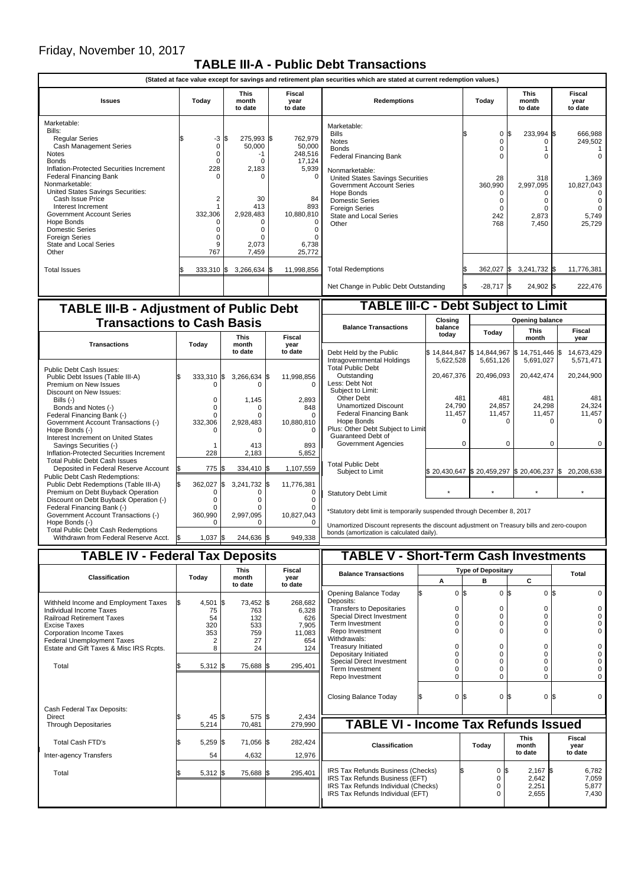Friday, November 10, 2017

# TABLE III-A - Public Debt Transactions

(Stated at face value except for savings and retirement plan securities which are stated at current redemption values.)

| Issues | Today | This month to date | Fiscal year to date |
|---|---|---|---|
| Marketable: | | | |
| Bills: | | | |
| Regular Series | $ -3 | $ 275,993 | $ 762,979 |
| Cash Management Series | 0 | 50,000 | 50,000 |
| Notes | 0 | -1 | 248,516 |
| Bonds | 0 | 0 | 17,124 |
| Inflation-Protected Securities Increment | 228 | 2,183 | 5,939 |
| Federal Financing Bank | 0 | 0 | 0 |
| Nonmarketable: | | | |
| United States Savings Securities: | | | |
| Cash Issue Price | 2 | 30 | 84 |
| Interest Increment | 1 | 413 | 893 |
| Government Account Series | 332,306 | 2,928,483 | 10,880,810 |
| Hope Bonds | 0 | 0 | 0 |
| Domestic Series | 0 | 0 | 0 |
| Foreign Series | 0 | 0 | 0 |
| State and Local Series | 9 | 2,073 | 6,738 |
| Other | 767 | 7,459 | 25,772 |
| Total Issues | $ 333,310 | $ 3,266,634 | $ 11,998,856 |

| Redemptions | Today | This month to date | Fiscal year to date |
|---|---|---|---|
| Marketable: | | | |
| Bills | $ 0 | $ 233,994 | $ 666,988 |
| Notes | 0 | 0 | 249,502 |
| Bonds | 0 | 1 | 1 |
| Federal Financing Bank | 0 | 0 | 0 |
| Nonmarketable: | | | |
| United States Savings Securities | 28 | 318 | 1,369 |
| Government Account Series | 360,990 | 2,997,095 | 10,827,043 |
| Hope Bonds | 0 | 0 | 0 |
| Domestic Series | 0 | 0 | 0 |
| Foreign Series | 0 | 0 | 0 |
| State and Local Series | 242 | 2,873 | 5,749 |
| Other | 768 | 7,450 | 25,729 |
| Total Redemptions | $ 362,027 | $ 3,241,732 | $ 11,776,381 |
| Net Change in Public Debt Outstanding | $ -28,717 | $ 24,902 | $ 222,476 |

# TABLE III-B - Adjustment of Public Debt Transactions to Cash Basis

| Transactions | Today | This month to date | Fiscal year to date |
|---|---|---|---|
| Public Debt Cash Issues: | | | |
| Public Debt Issues (Table III-A) | $ 333,310 | $ 3,266,634 | $ 11,998,856 |
| Premium on New Issues | 0 | 0 | 0 |
| Discount on New Issues: | | | |
| Bills (-) | 0 | 1,145 | 2,893 |
| Bonds and Notes (-) | 0 | 0 | 848 |
| Federal Financing Bank (-) | 0 | 0 | 0 |
| Government Account Transactions (-) | 332,306 | 2,928,483 | 10,880,810 |
| Hope Bonds (-) | 0 | 0 | 0 |
| Interest Increment on United States Savings Securities (-) | 1 | 413 | 893 |
| Inflation-Protected Securities Increment | 228 | 2,183 | 5,852 |
| Total Public Debt Cash Issues Deposited in Federal Reserve Account | $ 775 | $ 334,410 | $ 1,107,559 |
| Public Debt Cash Redemptions: | | | |
| Public Debt Redemptions (Table III-A) | $ 362,027 | $ 3,241,732 | $ 11,776,381 |
| Premium on Debt Buyback Operation | 0 | 0 | 0 |
| Discount on Debt Buyback Operation (-) | 0 | 0 | 0 |
| Federal Financing Bank (-) | 0 | 0 | 0 |
| Government Account Transactions (-) | 360,990 | 2,997,095 | 10,827,043 |
| Hope Bonds (-) | 0 | 0 | 0 |
| Total Public Debt Cash Redemptions Withdrawn from Federal Reserve Acct. | $ 1,037 | $ 244,636 | $ 949,338 |

# TABLE III-C - Debt Subject to Limit

| Balance Transactions | Closing balance today | Opening balance Today | Opening balance This month | Opening balance Fiscal year |
|---|---|---|---|---|
| Debt Held by the Public | $ 14,844,847 | $ 14,844,967 | $ 14,751,446 | $ 14,673,429 |
| Intragovernmental Holdings | 5,622,528 | 5,651,126 | 5,691,027 | 5,571,471 |
| Total Public Debt Outstanding | 20,467,376 | 20,496,093 | 20,442,474 | 20,244,900 |
| Less: Debt Not Subject to Limit: | | | | |
| Other Debt | 481 | 481 | 481 | 481 |
| Unamortized Discount | 24,790 | 24,857 | 24,298 | 24,324 |
| Federal Financing Bank | 11,457 | 11,457 | 11,457 | 11,457 |
| Hope Bonds | 0 | 0 | 0 | 0 |
| Plus: Other Debt Subject to Limit | | | | |
| Guaranteed Debt of Government Agencies | 0 | 0 | 0 | 0 |
| Total Public Debt Subject to Limit | $ 20,430,647 | $ 20,459,297 | $ 20,406,237 | $ 20,208,638 |
| Statutory Debt Limit | * | * | * | * |

*Statutory debt limit is temporarily suspended through December 8, 2017

Unamortized Discount represents the discount adjustment on Treasury bills and zero-coupon bonds (amortization is calculated daily).

# TABLE IV - Federal Tax Deposits

| Classification | Today | This month to date | Fiscal year to date |
|---|---|---|---|
| Withheld Income and Employment Taxes | $ 4,501 | $ 73,452 | $ 268,682 |
| Individual Income Taxes | 75 | 763 | 6,328 |
| Railroad Retirement Taxes | 54 | 132 | 626 |
| Excise Taxes | 320 | 533 | 7,905 |
| Corporation Income Taxes | 353 | 759 | 11,083 |
| Federal Unemployment Taxes | 2 | 27 | 654 |
| Estate and Gift Taxes & Misc IRS Rcpts. | 8 | 24 | 124 |
| Total | $ 5,312 | $ 75,688 | $ 295,401 |
| Cash Federal Tax Deposits: | | | |
| Direct | $ 45 | $ 575 | $ 2,434 |
| Through Depositaries | 5,214 | 70,481 | 279,990 |
| Total Cash FTD's | $ 5,259 | $ 71,056 | $ 282,424 |
| Inter-agency Transfers | 54 | 4,632 | 12,976 |
| Total | $ 5,312 | $ 75,688 | $ 295,401 |

# TABLE V - Short-Term Cash Investments

| Balance Transactions | Type of Depositary A | Type of Depositary B | Type of Depositary C | Total |
|---|---|---|---|---|
| Opening Balance Today | $ 0 | $ 0 | $ 0 | $ 0 |
| Deposits: | | | | |
| Transfers to Depositaries | 0 | 0 | 0 | 0 |
| Special Direct Investment | 0 | 0 | 0 | 0 |
| Term Investment | 0 | 0 | 0 | 0 |
| Repo Investment | 0 | 0 | 0 | 0 |
| Withdrawals: | | | | |
| Treasury Initiated | 0 | 0 | 0 | 0 |
| Depositary Initiated | 0 | 0 | 0 | 0 |
| Special Direct Investment | 0 | 0 | 0 | 0 |
| Term Investment | 0 | 0 | 0 | 0 |
| Repo Investment | 0 | 0 | 0 | 0 |
| Closing Balance Today | $ 0 | $ 0 | $ 0 | $ 0 |

# TABLE VI - Income Tax Refunds Issued

| Classification | Today | This month to date | Fiscal year to date |
|---|---|---|---|
| IRS Tax Refunds Business (Checks) | $ 0 | $ 2,167 | $ 6,782 |
| IRS Tax Refunds Business (EFT) | 0 | 2,642 | 7,059 |
| IRS Tax Refunds Individual (Checks) | 0 | 2,251 | 5,877 |
| IRS Tax Refunds Individual (EFT) | 0 | 2,655 | 7,430 |